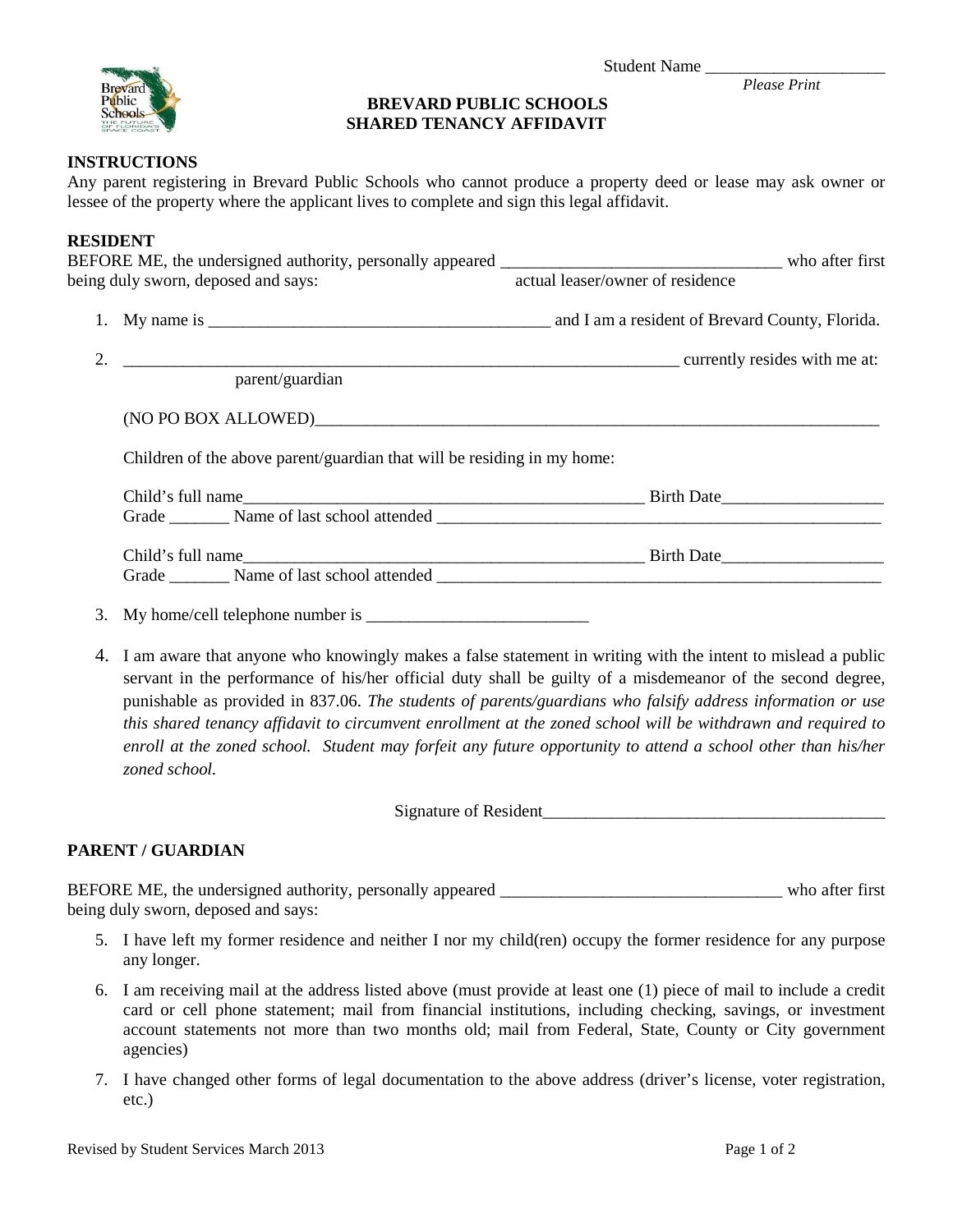Student Name ____________________
*Please Print*

**BREVARD PUBLIC SCHOOLS**
**SHARED TENANCY AFFIDAVIT**

**INSTRUCTIONS**
Any parent registering in Brevard Public Schools who cannot produce a property deed or lease may ask owner or lessee of the property where the applicant lives to complete and sign this legal affidavit.

**RESIDENT**
BEFORE ME, the undersigned authority, personally appeared _________________________________ who after first being duly sworn, deposed and says: actual leaser/owner of residence

1. My name is ________________________________________ and I am a resident of Brevard County, Florida.

2. __________________________________________________________________ currently resides with me at:
   parent/guardian

   (NO PO BOX ALLOWED)____________________________________________________________________

   Children of the above parent/guardian that will be residing in my home:

   Child's full name_______________________________________________ Birth Date___________________
   Grade _______ Name of last school attended _____________________________________________________

   Child's full name_______________________________________________ Birth Date___________________
   Grade _______ Name of last school attended _____________________________________________________

3. My home/cell telephone number is __________________________

4. I am aware that anyone who knowingly makes a false statement in writing with the intent to mislead a public servant in the performance of his/her official duty shall be guilty of a misdemeanor of the second degree, punishable as provided in 837.06. *The students of parents/guardians who falsify address information or use this shared tenancy affidavit to circumvent enrollment at the zoned school will be withdrawn and required to enroll at the zoned school. Student may forfeit any future opportunity to attend a school other than his/her zoned school.*

Signature of Resident_________________________________________

**PARENT / GUARDIAN**

BEFORE ME, the undersigned authority, personally appeared _________________________________ who after first being duly sworn, deposed and says:

5. I have left my former residence and neither I nor my child(ren) occupy the former residence for any purpose any longer.
6. I am receiving mail at the address listed above (must provide at least one (1) piece of mail to include a credit card or cell phone statement; mail from financial institutions, including checking, savings, or investment account statements not more than two months old; mail from Federal, State, County or City government agencies)
7. I have changed other forms of legal documentation to the above address (driver's license, voter registration, etc.)

Revised by Student Services March 2013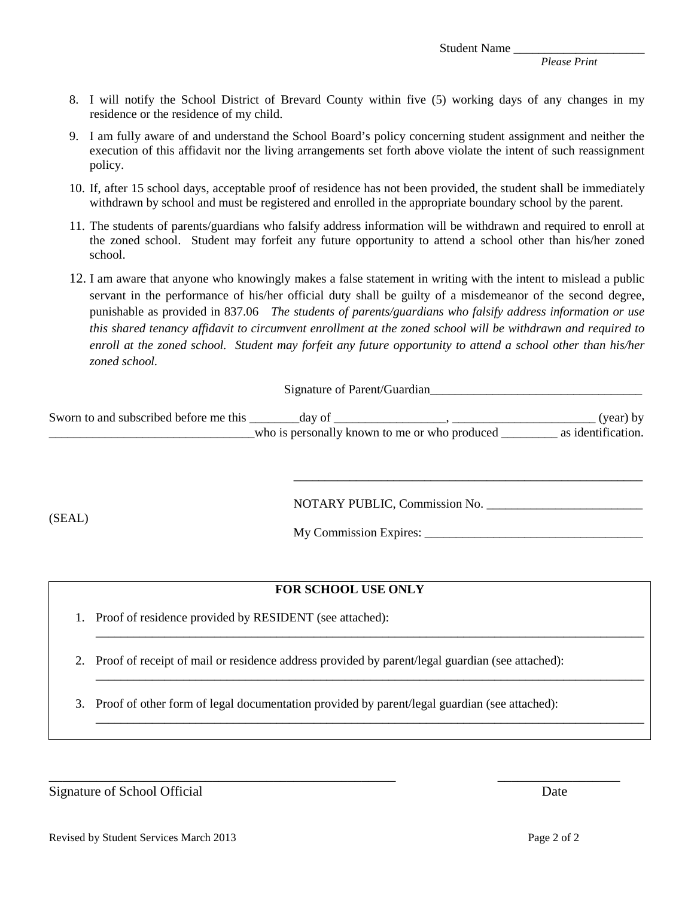Student Name _____________________
*Please Print*

8. I will notify the School District of Brevard County within five (5) working days of any changes in my residence or the residence of my child.
9. I am fully aware of and understand the School Board's policy concerning student assignment and neither the execution of this affidavit nor the living arrangements set forth above violate the intent of such reassignment policy.
10. If, after 15 school days, acceptable proof of residence has not been provided, the student shall be immediately withdrawn by school and must be registered and enrolled in the appropriate boundary school by the parent.
11. The students of parents/guardians who falsify address information will be withdrawn and required to enroll at the zoned school. Student may forfeit any future opportunity to attend a school other than his/her zoned school.
12. I am aware that anyone who knowingly makes a false statement in writing with the intent to mislead a public servant in the performance of his/her official duty shall be guilty of a misdemeanor of the second degree, punishable as provided in 837.06 *The students of parents/guardians who falsify address information or use this shared tenancy affidavit to circumvent enrollment at the zoned school will be withdrawn and required to enroll at the zoned school. Student may forfeit any future opportunity to attend a school other than his/her zoned school.*

Signature of Parent/Guardian__________________________________

Sworn to and subscribed before me this ________day of __________________, _______________________ (year) by _________________________________who is personally known to me or who produced _________ as identification.

_____________________________________________________________

NOTARY PUBLIC, Commission No. _________________________

(SEAL)

My Commission Expires: ___________________________________

**FOR SCHOOL USE ONLY**

1. Proof of residence provided by RESIDENT (see attached):
   _____________________________________________________________________________________
2. Proof of receipt of mail or residence address provided by parent/legal guardian (see attached):
   _____________________________________________________________________________________
3. Proof of other form of legal documentation provided by parent/legal guardian (see attached):
   _____________________________________________________________________________________

_____________________________________________________ ___________________

Signature of School Official Date

Revised by Student Services March 2013